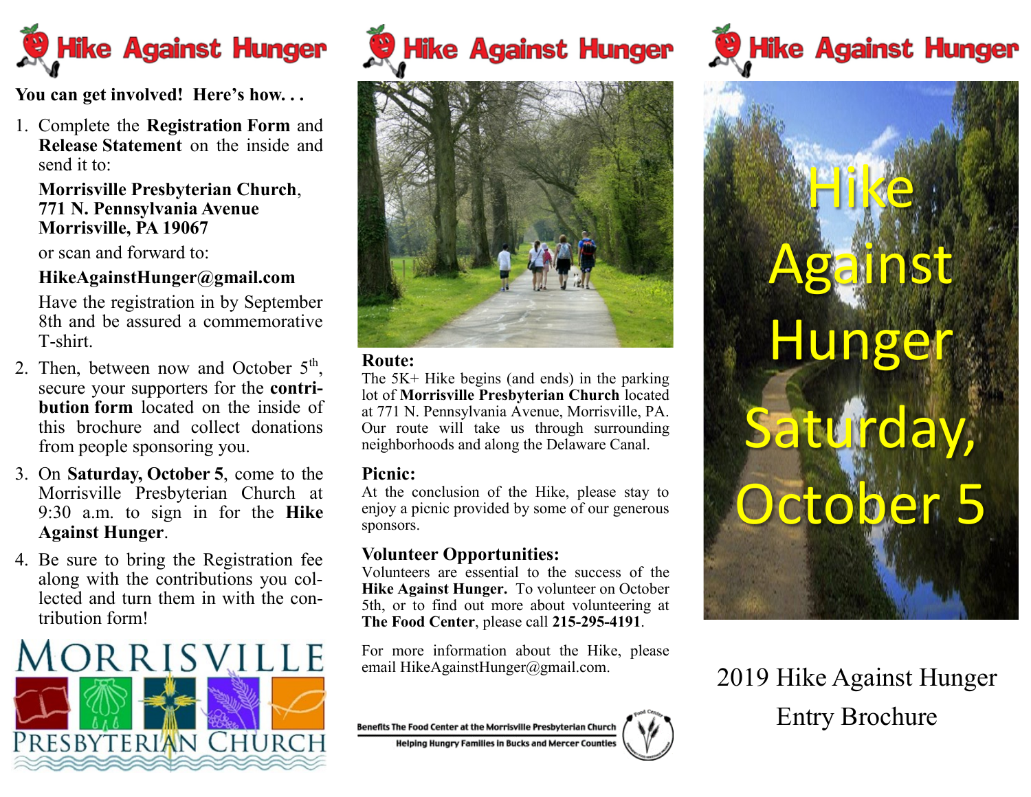# Hike Against Hunger

**You can get involved! Here's how. . .**

1. Complete the **Registration Form** and **Release Statement** on the inside and send it to:

   **Morrisville Presbyterian Church**,
   **771 N. Pennsylvania Avenue**
   **Morrisville, PA 19067**

   or scan and forward to:

   **HikeAgainstHunger@gmail.com**

   Have the registration in by September 8th and be assured a commemorative T-shirt.

2. Then, between now and October 5th, secure your supporters for the **contribution form** located on the inside of this brochure and collect donations from people sponsoring you.

3. On **Saturday, October 5**, come to the Morrisville Presbyterian Church at 9:30 a.m. to sign in for the **Hike Against Hunger**.

4. Be sure to bring the Registration fee along with the contributions you collected and turn them in with the contribution form!

MORRISVILLE PRESBYTERIAN CHURCH

# Hike Against Hunger

**Route:**
The 5K+ Hike begins (and ends) in the parking lot of **Morrisville Presbyterian Church** located at 771 N. Pennsylvania Avenue, Morrisville, PA. Our route will take us through surrounding neighborhoods and along the Delaware Canal.

**Picnic:**
At the conclusion of the Hike, please stay to enjoy a picnic provided by some of our generous sponsors.

**Volunteer Opportunities:**
Volunteers are essential to the success of the **Hike Against Hunger.** To volunteer on October 5th, or to find out more about volunteering at **The Food Center**, please call **215-295-4191**.

For more information about the Hike, please email HikeAgainstHunger@gmail.com.

**Benefits The Food Center at the Morrisville Presbyterian Church**
**Helping Hungry Families in Bucks and Mercer Counties**

# Hike Against Hunger

Hike Against Hunger
Saturday, October 5

2019 Hike Against Hunger
Entry Brochure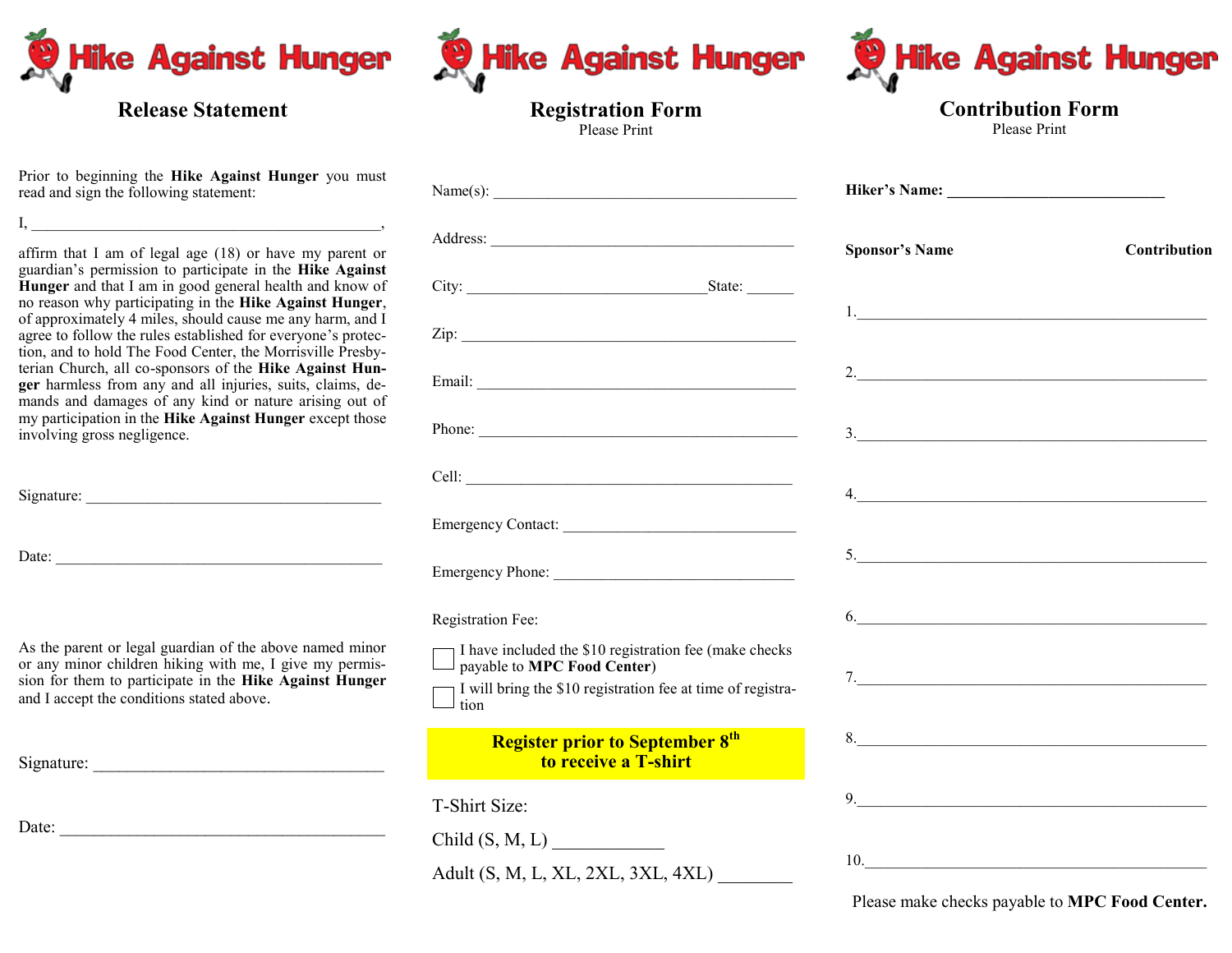# Hike Against Hunger

## Release Statement

Prior to beginning the **Hike Against Hunger** you must read and sign the following statement:

I, _____________________________________________,

affirm that I am of legal age (18) or have my parent or guardian's permission to participate in the **Hike Against Hunger** and that I am in good general health and know of no reason why participating in the **Hike Against Hunger**, of approximately 4 miles, should cause me any harm, and I agree to follow the rules established for everyone's protection, and to hold The Food Center, the Morrisville Presbyterian Church, all co-sponsors of the **Hike Against Hunger** harmless from any and all injuries, suits, claims, demands and damages of any kind or nature arising out of my participation in the **Hike Against Hunger** except those involving gross negligence.

Signature: _______________________________________

Date: ___________________________________________

As the parent or legal guardian of the above named minor or any minor children hiking with me, I give my permission for them to participate in the **Hike Against Hunger** and I accept the conditions stated above.

Signature: ____________________________________

Date: ________________________________________

# Hike Against Hunger

## Registration Form

Please Print

Name(s): _________________________________________

Address: _________________________________________

City: ______________________________State: ______

Zip: _____________________________________________

Email: ___________________________________________

Phone: ___________________________________________

Cell: ____________________________________________

Emergency Contact: ________________________________

Emergency Phone: _________________________________

Registration Fee:

- ☐ I have included the $10 registration fee (make checks payable to **MPC Food Center**)
- ☐ I will bring the $10 registration fee at time of registration

**Register prior to September 8th to receive a T-shirt**

T-Shirt Size:

Child (S, M, L) ____________

Adult (S, M, L, XL, 2XL, 3XL, 4XL) ________

# Hike Against Hunger

## Contribution Form

Please Print

**Hiker's Name: ____________________________**

| **Sponsor's Name** | **Contribution** |
|---|---|
| 1. | |
| 2. | |
| 3. | |
| 4. | |
| 5. | |
| 6. | |
| 7. | |
| 8. | |
| 9. | |
| 10. | |

Please make checks payable to **MPC Food Center.**